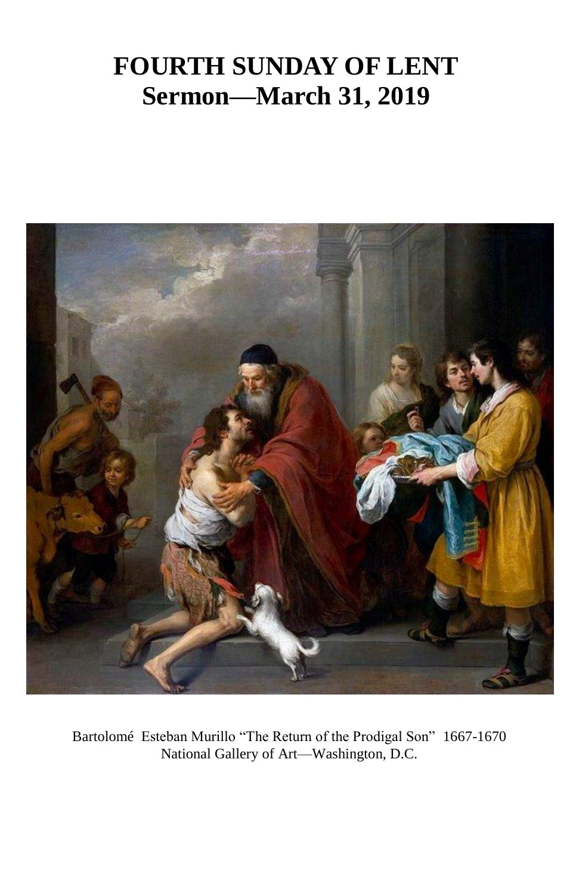# FOURTH SUNDAY OF LENT
# Sermon—March 31, 2019

Bartolomé Esteban Murillo "The Return of the Prodigal Son" 1667-1670
National Gallery of Art—Washington, D.C.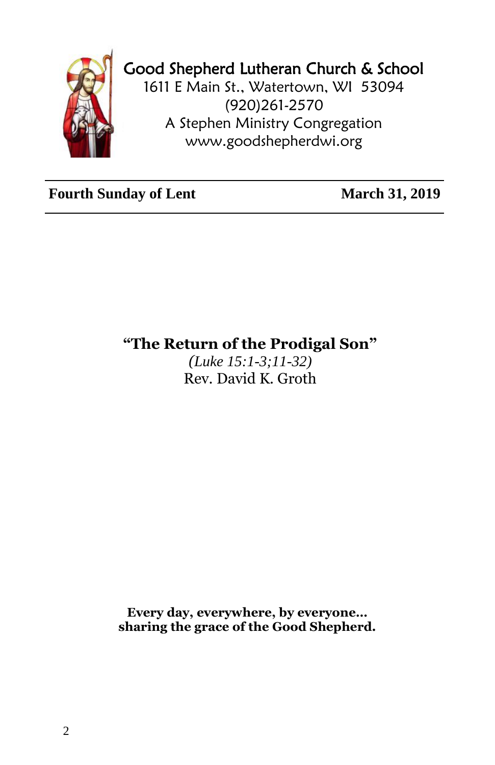# Good Shepherd Lutheran Church & School

1611 E Main St., Watertown, WI 53094
(920)261-2570
A Stephen Ministry Congregation
www.goodshepherdwi.org

---

**Fourth Sunday of Lent** **March 31, 2019**

---

## "The Return of the Prodigal Son"

*(Luke 15:1-3;11-32)*
Rev. David K. Groth

**Every day, everywhere, by everyone...**
**sharing the grace of the Good Shepherd.**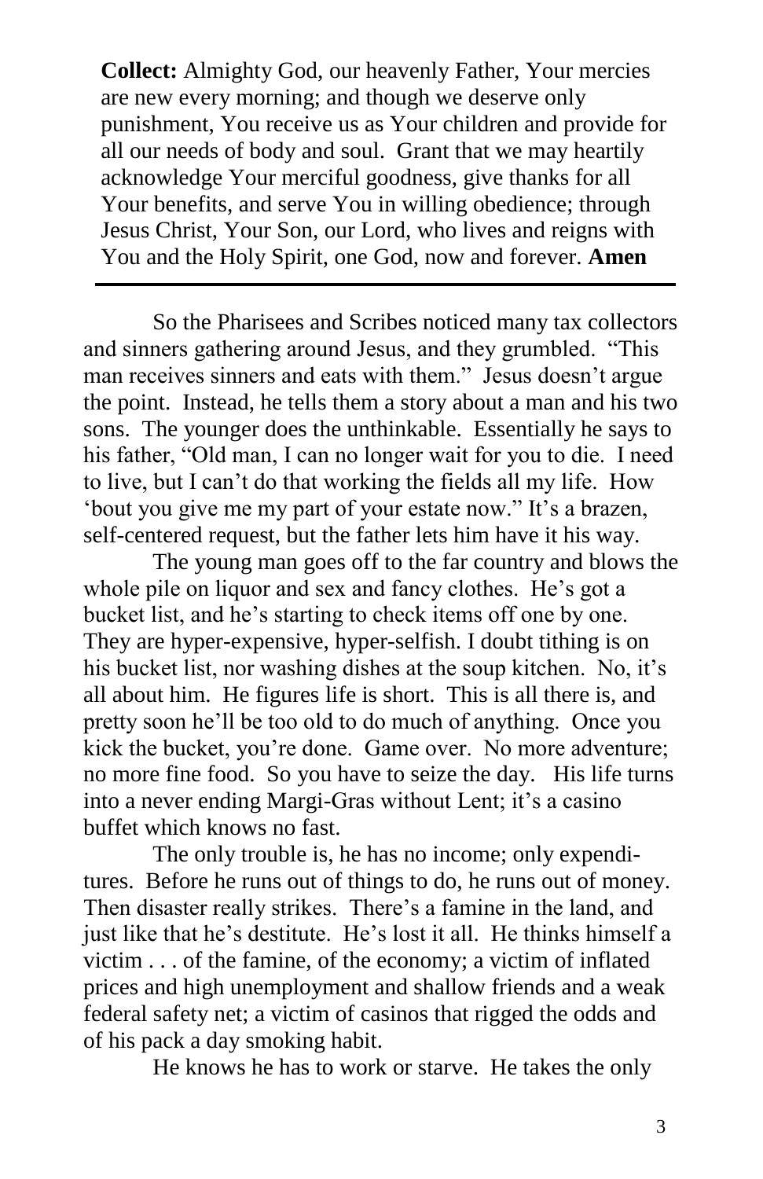**Collect:** Almighty God, our heavenly Father, Your mercies are new every morning; and though we deserve only punishment, You receive us as Your children and provide for all our needs of body and soul. Grant that we may heartily acknowledge Your merciful goodness, give thanks for all Your benefits, and serve You in willing obedience; through Jesus Christ, Your Son, our Lord, who lives and reigns with You and the Holy Spirit, one God, now and forever. **Amen**

---

So the Pharisees and Scribes noticed many tax collectors and sinners gathering around Jesus, and they grumbled. "This man receives sinners and eats with them." Jesus doesn't argue the point. Instead, he tells them a story about a man and his two sons. The younger does the unthinkable. Essentially he says to his father, "Old man, I can no longer wait for you to die. I need to live, but I can't do that working the fields all my life. How 'bout you give me my part of your estate now." It's a brazen, self-centered request, but the father lets him have it his way.

The young man goes off to the far country and blows the whole pile on liquor and sex and fancy clothes. He's got a bucket list, and he's starting to check items off one by one. They are hyper-expensive, hyper-selfish. I doubt tithing is on his bucket list, nor washing dishes at the soup kitchen. No, it's all about him. He figures life is short. This is all there is, and pretty soon he'll be too old to do much of anything. Once you kick the bucket, you're done. Game over. No more adventure; no more fine food. So you have to seize the day. His life turns into a never ending Margi-Gras without Lent; it's a casino buffet which knows no fast.

The only trouble is, he has no income; only expenditures. Before he runs out of things to do, he runs out of money. Then disaster really strikes. There's a famine in the land, and just like that he's destitute. He's lost it all. He thinks himself a victim . . . of the famine, of the economy; a victim of inflated prices and high unemployment and shallow friends and a weak federal safety net; a victim of casinos that rigged the odds and of his pack a day smoking habit.

He knows he has to work or starve. He takes the only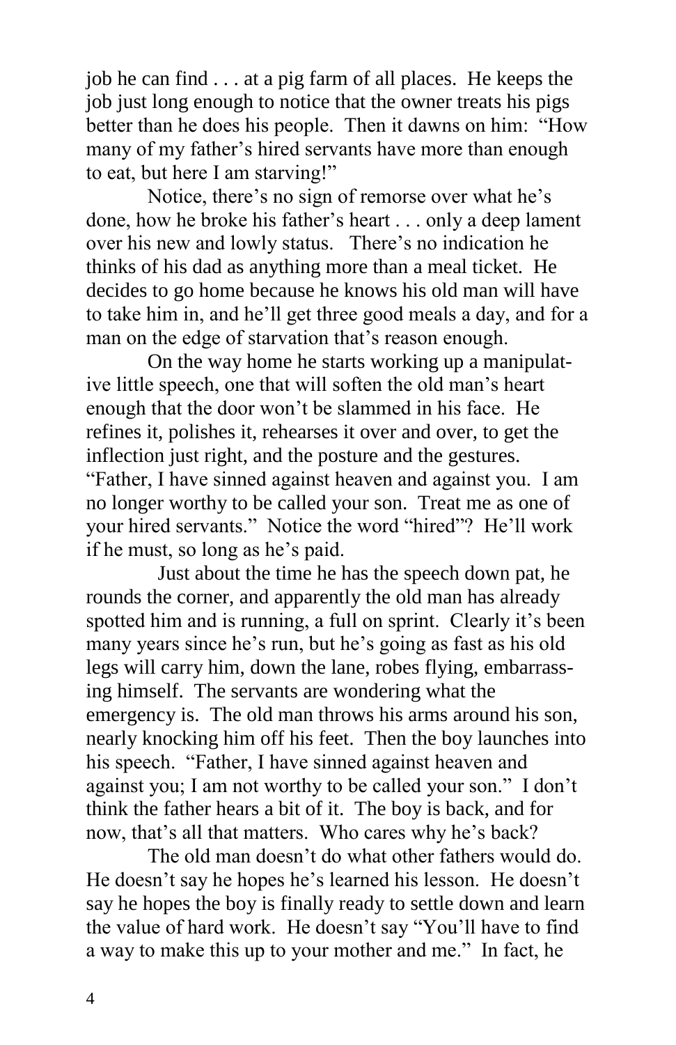job he can find . . . at a pig farm of all places. He keeps the job just long enough to notice that the owner treats his pigs better than he does his people. Then it dawns on him: "How many of my father's hired servants have more than enough to eat, but here I am starving!"

Notice, there's no sign of remorse over what he's done, how he broke his father's heart . . . only a deep lament over his new and lowly status. There's no indication he thinks of his dad as anything more than a meal ticket. He decides to go home because he knows his old man will have to take him in, and he'll get three good meals a day, and for a man on the edge of starvation that's reason enough.

On the way home he starts working up a manipulative little speech, one that will soften the old man's heart enough that the door won't be slammed in his face. He refines it, polishes it, rehearses it over and over, to get the inflection just right, and the posture and the gestures. "Father, I have sinned against heaven and against you. I am no longer worthy to be called your son. Treat me as one of your hired servants." Notice the word "hired"? He'll work if he must, so long as he's paid.

Just about the time he has the speech down pat, he rounds the corner, and apparently the old man has already spotted him and is running, a full on sprint. Clearly it's been many years since he's run, but he's going as fast as his old legs will carry him, down the lane, robes flying, embarrassing himself. The servants are wondering what the emergency is. The old man throws his arms around his son, nearly knocking him off his feet. Then the boy launches into his speech. "Father, I have sinned against heaven and against you; I am not worthy to be called your son." I don't think the father hears a bit of it. The boy is back, and for now, that's all that matters. Who cares why he's back?

The old man doesn't do what other fathers would do. He doesn't say he hopes he's learned his lesson. He doesn't say he hopes the boy is finally ready to settle down and learn the value of hard work. He doesn't say "You'll have to find a way to make this up to your mother and me." In fact, he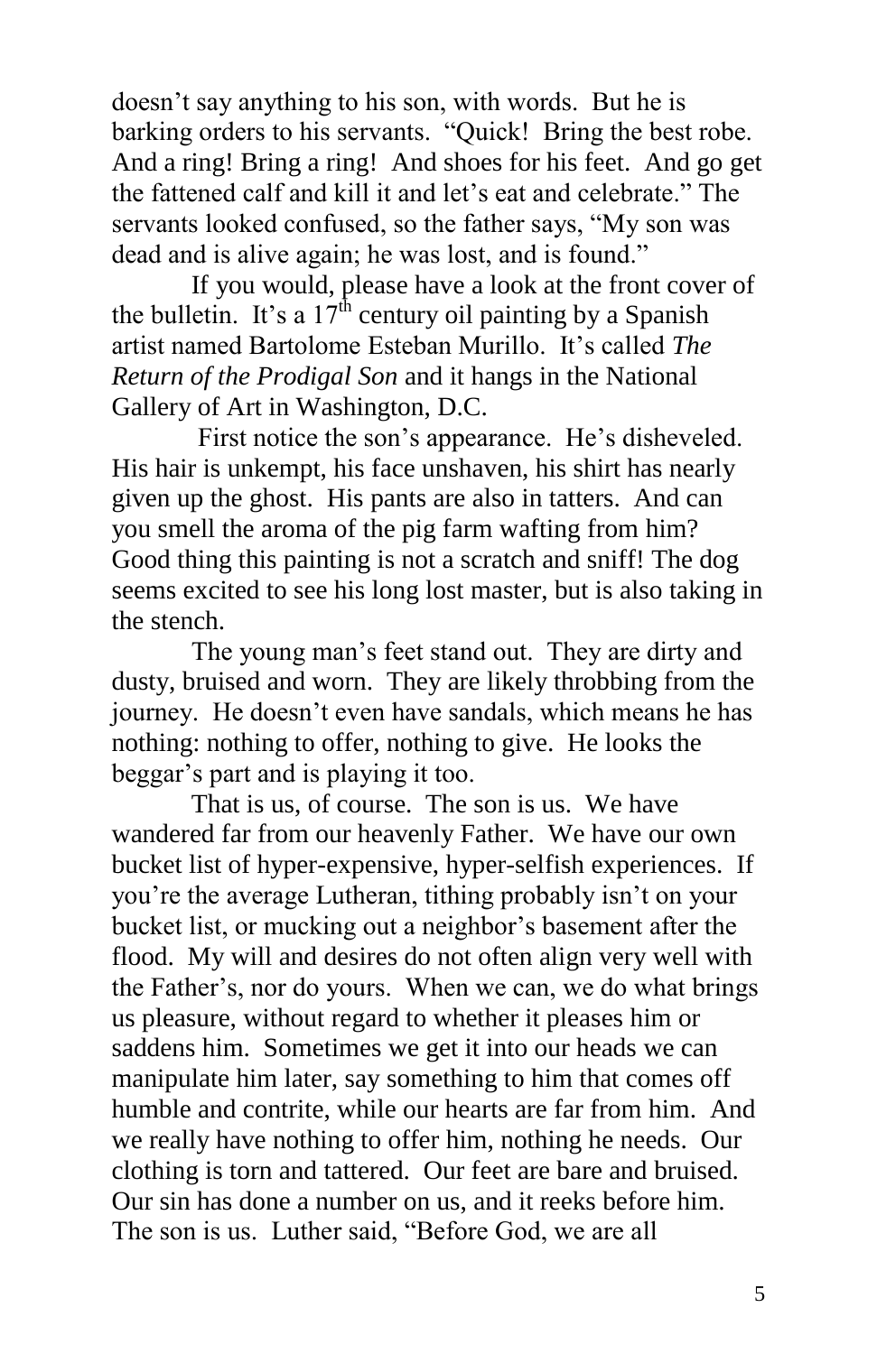doesn't say anything to his son, with words. But he is barking orders to his servants. "Quick! Bring the best robe. And a ring! Bring a ring! And shoes for his feet. And go get the fattened calf and kill it and let's eat and celebrate." The servants looked confused, so the father says, "My son was dead and is alive again; he was lost, and is found."

If you would, please have a look at the front cover of the bulletin. It's a 17th century oil painting by a Spanish artist named Bartolome Esteban Murillo. It's called *The Return of the Prodigal Son* and it hangs in the National Gallery of Art in Washington, D.C.

First notice the son's appearance. He's disheveled. His hair is unkempt, his face unshaven, his shirt has nearly given up the ghost. His pants are also in tatters. And can you smell the aroma of the pig farm wafting from him? Good thing this painting is not a scratch and sniff! The dog seems excited to see his long lost master, but is also taking in the stench.

The young man's feet stand out. They are dirty and dusty, bruised and worn. They are likely throbbing from the journey. He doesn't even have sandals, which means he has nothing: nothing to offer, nothing to give. He looks the beggar's part and is playing it too.

That is us, of course. The son is us. We have wandered far from our heavenly Father. We have our own bucket list of hyper-expensive, hyper-selfish experiences. If you're the average Lutheran, tithing probably isn't on your bucket list, or mucking out a neighbor's basement after the flood. My will and desires do not often align very well with the Father's, nor do yours. When we can, we do what brings us pleasure, without regard to whether it pleases him or saddens him. Sometimes we get it into our heads we can manipulate him later, say something to him that comes off humble and contrite, while our hearts are far from him. And we really have nothing to offer him, nothing he needs. Our clothing is torn and tattered. Our feet are bare and bruised. Our sin has done a number on us, and it reeks before him. The son is us. Luther said, "Before God, we are all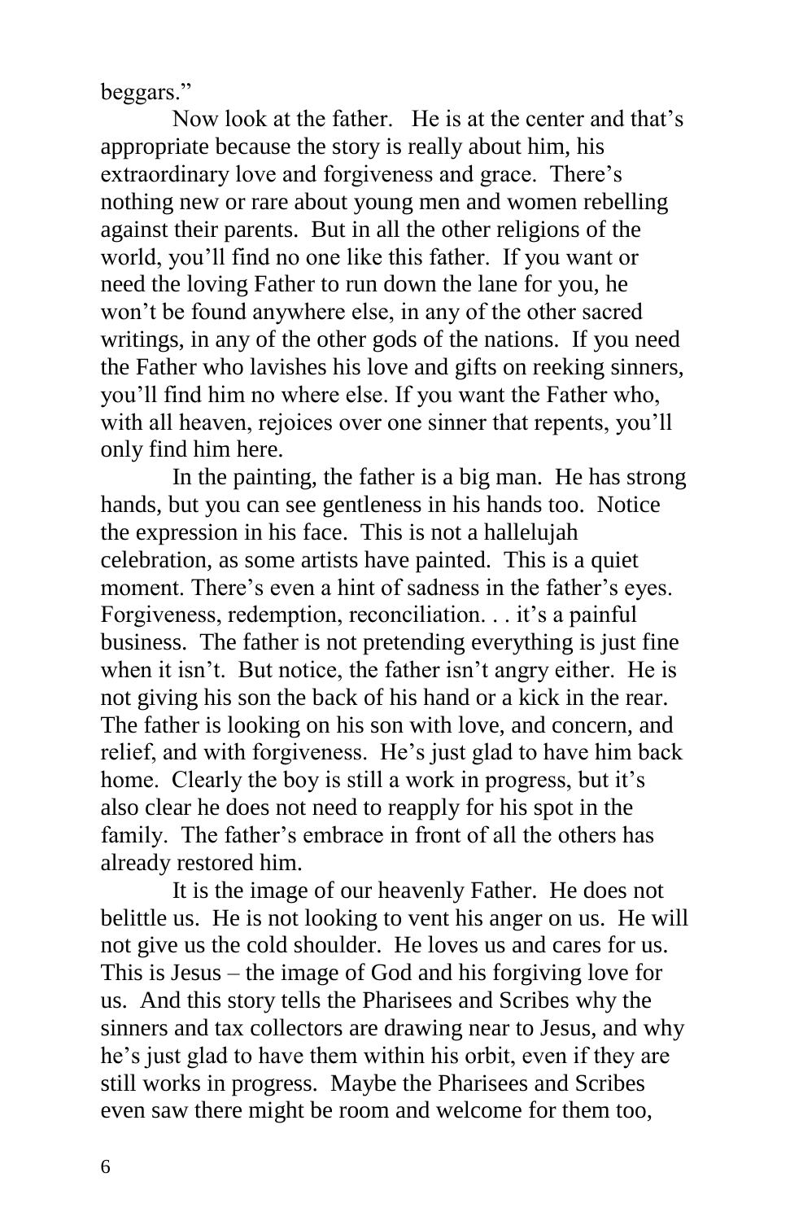beggars."

Now look at the father. He is at the center and that's appropriate because the story is really about him, his extraordinary love and forgiveness and grace. There's nothing new or rare about young men and women rebelling against their parents. But in all the other religions of the world, you'll find no one like this father. If you want or need the loving Father to run down the lane for you, he won't be found anywhere else, in any of the other sacred writings, in any of the other gods of the nations. If you need the Father who lavishes his love and gifts on reeking sinners, you'll find him no where else. If you want the Father who, with all heaven, rejoices over one sinner that repents, you'll only find him here.

In the painting, the father is a big man. He has strong hands, but you can see gentleness in his hands too. Notice the expression in his face. This is not a hallelujah celebration, as some artists have painted. This is a quiet moment. There's even a hint of sadness in the father's eyes. Forgiveness, redemption, reconciliation. . . it's a painful business. The father is not pretending everything is just fine when it isn't. But notice, the father isn't angry either. He is not giving his son the back of his hand or a kick in the rear. The father is looking on his son with love, and concern, and relief, and with forgiveness. He's just glad to have him back home. Clearly the boy is still a work in progress, but it's also clear he does not need to reapply for his spot in the family. The father's embrace in front of all the others has already restored him.

It is the image of our heavenly Father. He does not belittle us. He is not looking to vent his anger on us. He will not give us the cold shoulder. He loves us and cares for us. This is Jesus – the image of God and his forgiving love for us. And this story tells the Pharisees and Scribes why the sinners and tax collectors are drawing near to Jesus, and why he's just glad to have them within his orbit, even if they are still works in progress. Maybe the Pharisees and Scribes even saw there might be room and welcome for them too,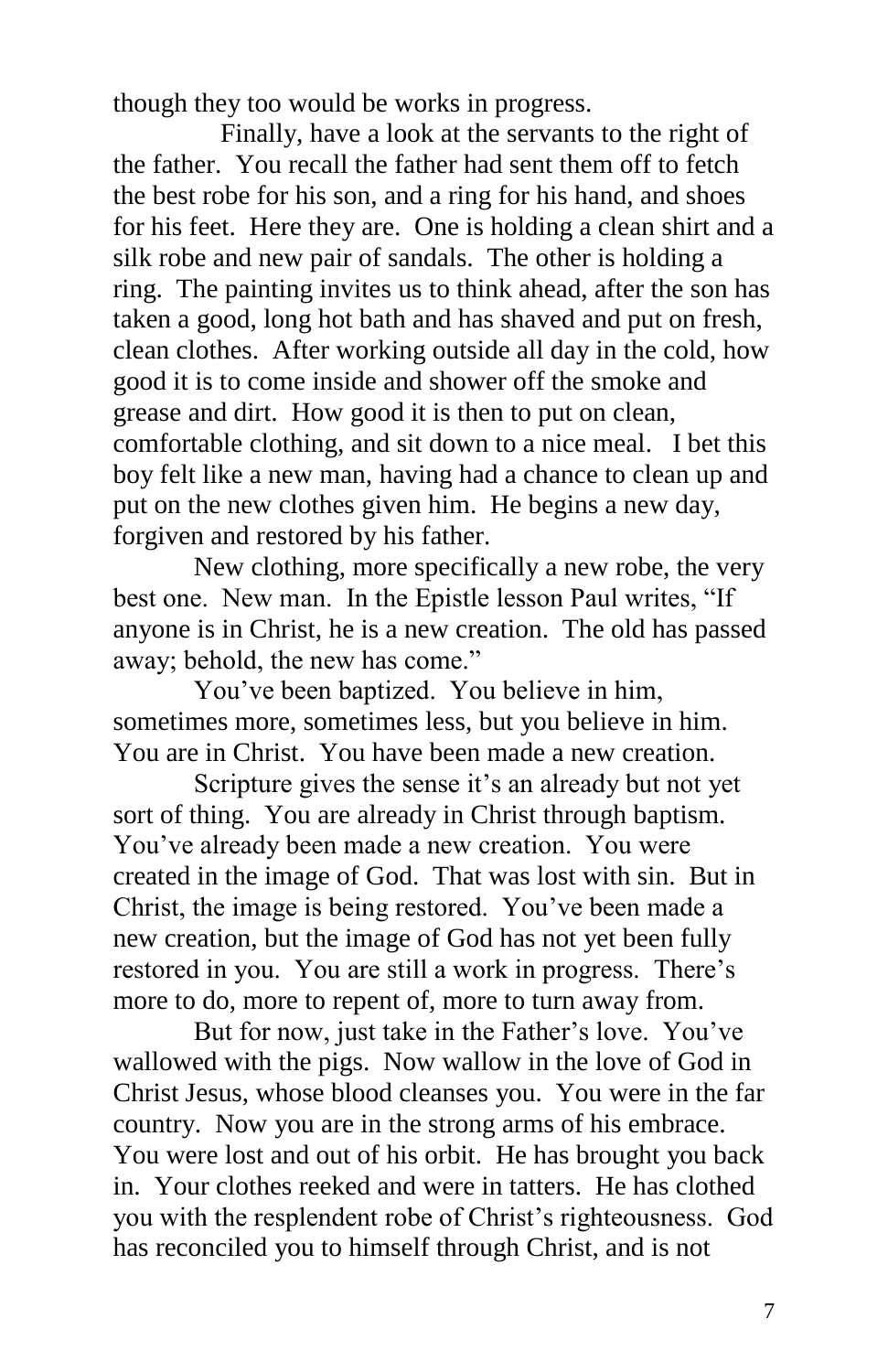though they too would be works in progress.

Finally, have a look at the servants to the right of the father. You recall the father had sent them off to fetch the best robe for his son, and a ring for his hand, and shoes for his feet. Here they are. One is holding a clean shirt and a silk robe and new pair of sandals. The other is holding a ring. The painting invites us to think ahead, after the son has taken a good, long hot bath and has shaved and put on fresh, clean clothes. After working outside all day in the cold, how good it is to come inside and shower off the smoke and grease and dirt. How good it is then to put on clean, comfortable clothing, and sit down to a nice meal. I bet this boy felt like a new man, having had a chance to clean up and put on the new clothes given him. He begins a new day, forgiven and restored by his father.

New clothing, more specifically a new robe, the very best one. New man. In the Epistle lesson Paul writes, "If anyone is in Christ, he is a new creation. The old has passed away; behold, the new has come."

You've been baptized. You believe in him, sometimes more, sometimes less, but you believe in him. You are in Christ. You have been made a new creation.

Scripture gives the sense it's an already but not yet sort of thing. You are already in Christ through baptism. You've already been made a new creation. You were created in the image of God. That was lost with sin. But in Christ, the image is being restored. You've been made a new creation, but the image of God has not yet been fully restored in you. You are still a work in progress. There's more to do, more to repent of, more to turn away from.

But for now, just take in the Father's love. You've wallowed with the pigs. Now wallow in the love of God in Christ Jesus, whose blood cleanses you. You were in the far country. Now you are in the strong arms of his embrace. You were lost and out of his orbit. He has brought you back in. Your clothes reeked and were in tatters. He has clothed you with the resplendent robe of Christ's righteousness. God has reconciled you to himself through Christ, and is not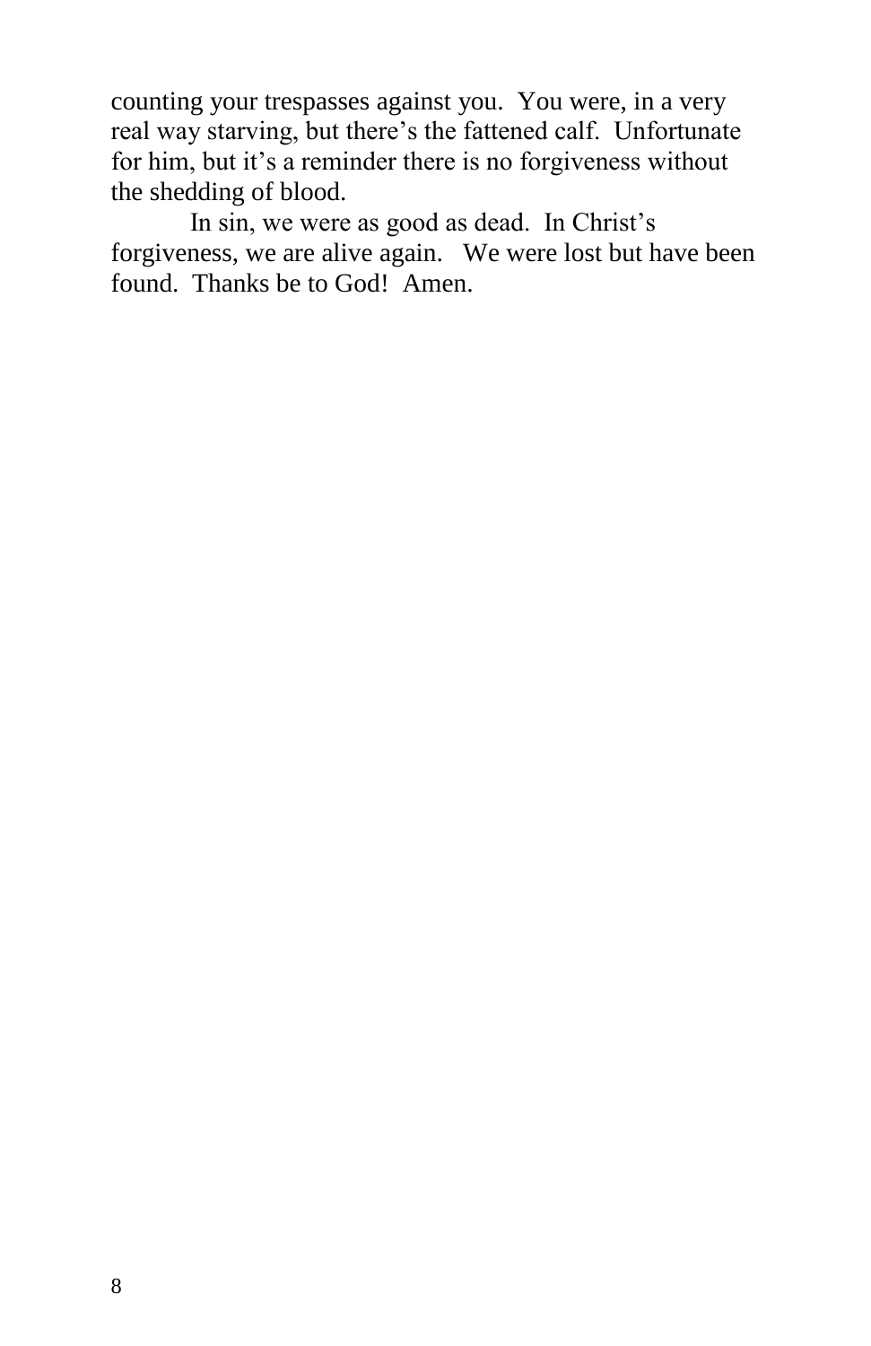counting your trespasses against you. You were, in a very real way starving, but there's the fattened calf. Unfortunate for him, but it's a reminder there is no forgiveness without the shedding of blood.

In sin, we were as good as dead. In Christ's forgiveness, we are alive again. We were lost but have been found. Thanks be to God! Amen.